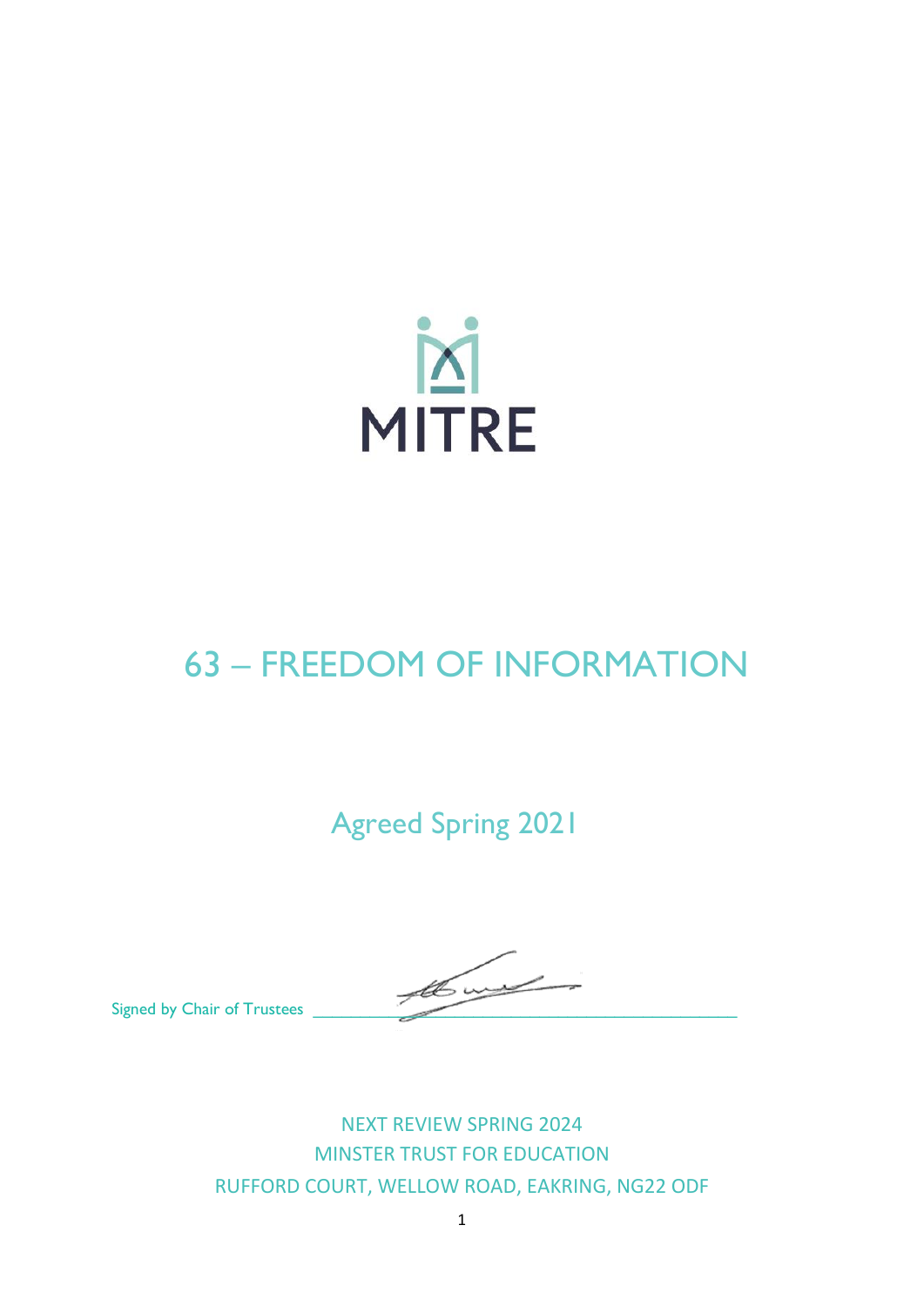MITRE

# 63 – FREEDOM OF INFORMATION

Agreed Spring 2021

Signed by Chair of Trustees ______________________________

NEXT REVIEW SPRING 2024
MINSTER TRUST FOR EDUCATION
RUFFORD COURT, WELLOW ROAD, EAKRING, NG22 ODF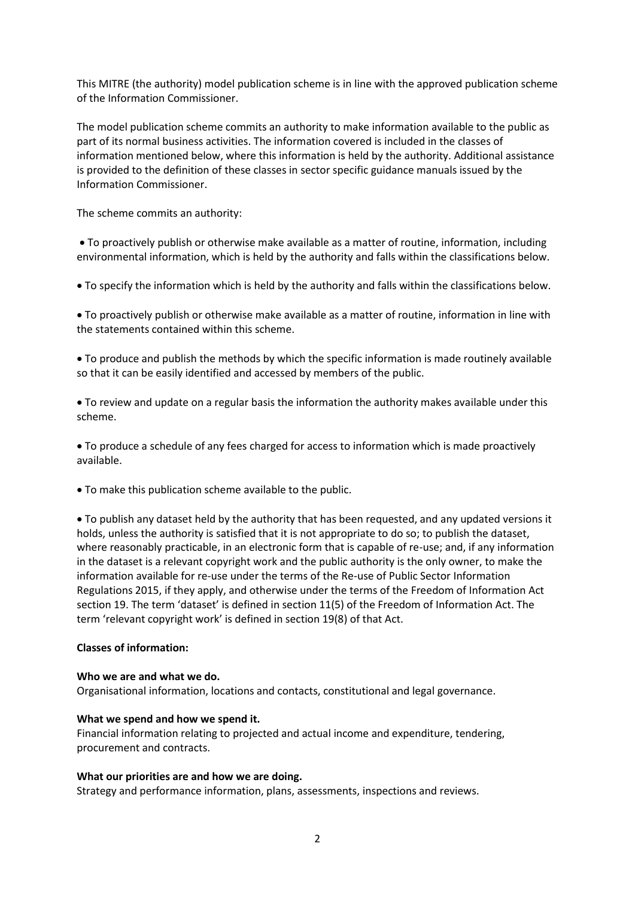This MITRE (the authority) model publication scheme is in line with the approved publication scheme of the Information Commissioner.

The model publication scheme commits an authority to make information available to the public as part of its normal business activities. The information covered is included in the classes of information mentioned below, where this information is held by the authority. Additional assistance is provided to the definition of these classes in sector specific guidance manuals issued by the Information Commissioner.

The scheme commits an authority:

- To proactively publish or otherwise make available as a matter of routine, information, including environmental information, which is held by the authority and falls within the classifications below.
- To specify the information which is held by the authority and falls within the classifications below.
- To proactively publish or otherwise make available as a matter of routine, information in line with the statements contained within this scheme.
- To produce and publish the methods by which the specific information is made routinely available so that it can be easily identified and accessed by members of the public.
- To review and update on a regular basis the information the authority makes available under this scheme.
- To produce a schedule of any fees charged for access to information which is made proactively available.
- To make this publication scheme available to the public.
- To publish any dataset held by the authority that has been requested, and any updated versions it holds, unless the authority is satisfied that it is not appropriate to do so; to publish the dataset, where reasonably practicable, in an electronic form that is capable of re-use; and, if any information in the dataset is a relevant copyright work and the public authority is the only owner, to make the information available for re-use under the terms of the Re-use of Public Sector Information Regulations 2015, if they apply, and otherwise under the terms of the Freedom of Information Act section 19. The term 'dataset' is defined in section 11(5) of the Freedom of Information Act. The term 'relevant copyright work' is defined in section 19(8) of that Act.

**Classes of information:**

**Who we are and what we do.**
Organisational information, locations and contacts, constitutional and legal governance.

**What we spend and how we spend it.**
Financial information relating to projected and actual income and expenditure, tendering, procurement and contracts.

**What our priorities are and how we are doing.**
Strategy and performance information, plans, assessments, inspections and reviews.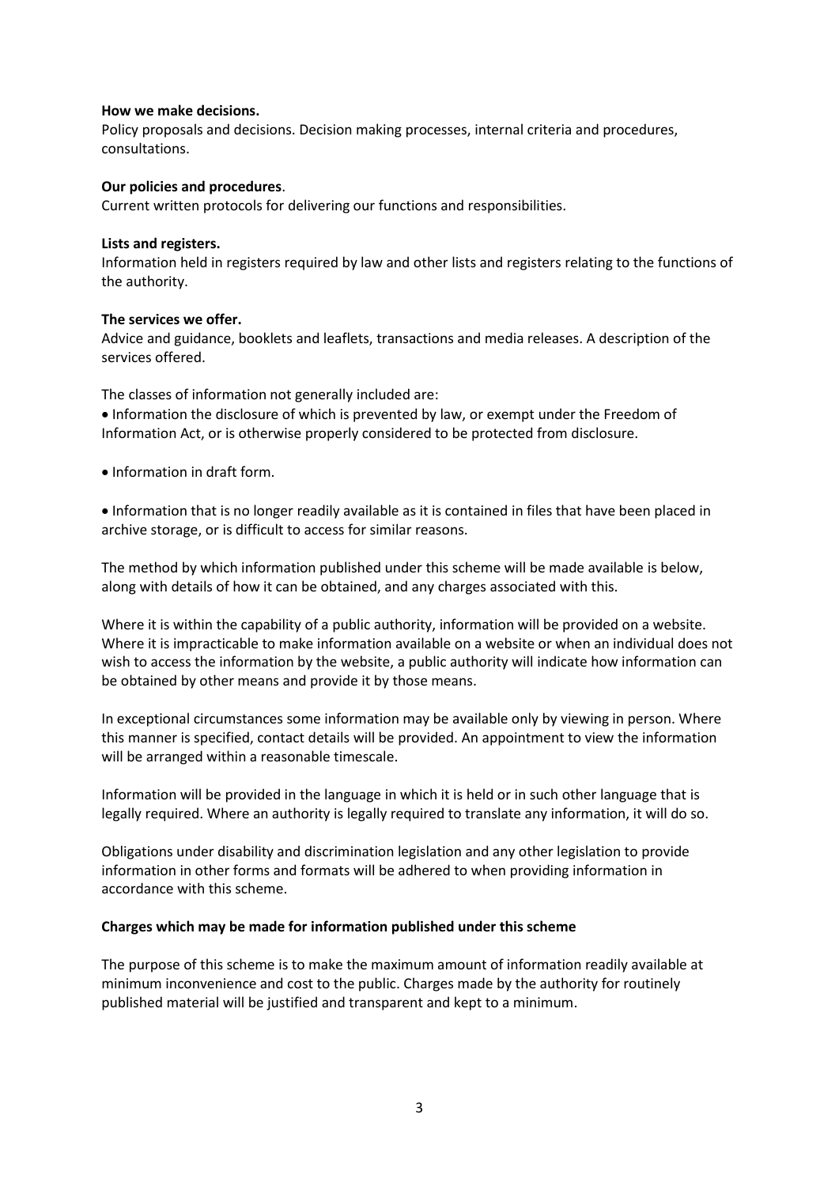**How we make decisions.**
Policy proposals and decisions. Decision making processes, internal criteria and procedures, consultations.

**Our policies and procedures**.
Current written protocols for delivering our functions and responsibilities.

**Lists and registers.**
Information held in registers required by law and other lists and registers relating to the functions of the authority.

**The services we offer.**
Advice and guidance, booklets and leaflets, transactions and media releases. A description of the services offered.

The classes of information not generally included are:

- Information the disclosure of which is prevented by law, or exempt under the Freedom of Information Act, or is otherwise properly considered to be protected from disclosure.
- Information in draft form.
- Information that is no longer readily available as it is contained in files that have been placed in archive storage, or is difficult to access for similar reasons.

The method by which information published under this scheme will be made available is below, along with details of how it can be obtained, and any charges associated with this.

Where it is within the capability of a public authority, information will be provided on a website. Where it is impracticable to make information available on a website or when an individual does not wish to access the information by the website, a public authority will indicate how information can be obtained by other means and provide it by those means.

In exceptional circumstances some information may be available only by viewing in person. Where this manner is specified, contact details will be provided. An appointment to view the information will be arranged within a reasonable timescale.

Information will be provided in the language in which it is held or in such other language that is legally required. Where an authority is legally required to translate any information, it will do so.

Obligations under disability and discrimination legislation and any other legislation to provide information in other forms and formats will be adhered to when providing information in accordance with this scheme.

**Charges which may be made for information published under this scheme**

The purpose of this scheme is to make the maximum amount of information readily available at minimum inconvenience and cost to the public. Charges made by the authority for routinely published material will be justified and transparent and kept to a minimum.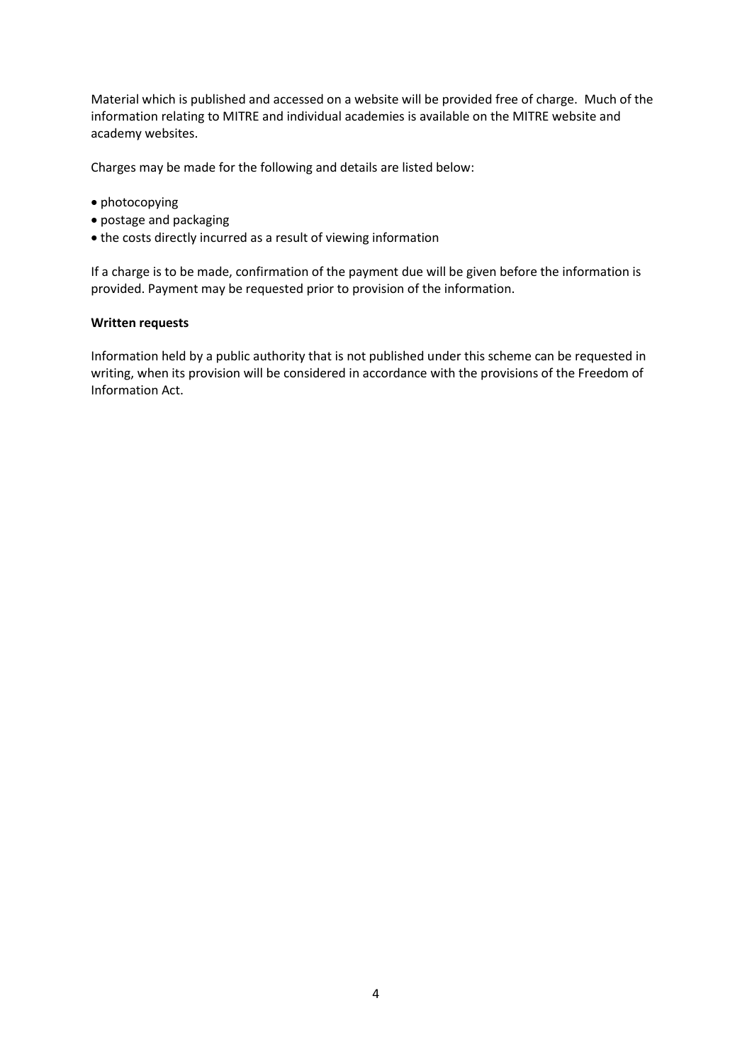Material which is published and accessed on a website will be provided free of charge. Much of the information relating to MITRE and individual academies is available on the MITRE website and academy websites.

Charges may be made for the following and details are listed below:

- photocopying
- postage and packaging
- the costs directly incurred as a result of viewing information

If a charge is to be made, confirmation of the payment due will be given before the information is provided. Payment may be requested prior to provision of the information.

**Written requests**

Information held by a public authority that is not published under this scheme can be requested in writing, when its provision will be considered in accordance with the provisions of the Freedom of Information Act.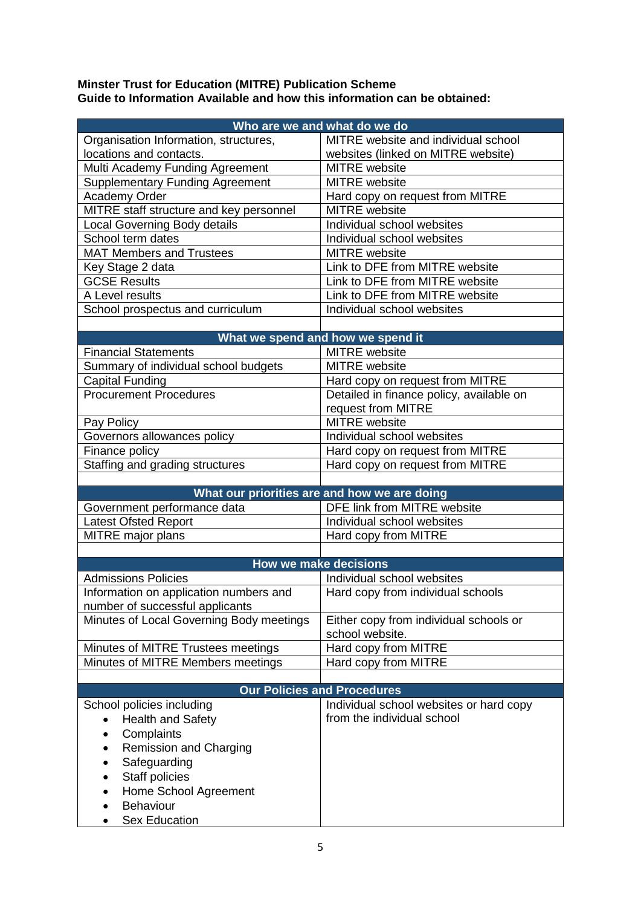**Minster Trust for Education (MITRE) Publication Scheme**
**Guide to Information Available and how this information can be obtained:**

| **Who are we and what do we do** | |
|---|---|
| Organisation Information, structures, locations and contacts. | MITRE website and individual school websites (linked on MITRE website) |
| Multi Academy Funding Agreement | MITRE website |
| Supplementary Funding Agreement | MITRE website |
| Academy Order | Hard copy on request from MITRE |
| MITRE staff structure and key personnel | MITRE website |
| Local Governing Body details | Individual school websites |
| School term dates | Individual school websites |
| MAT Members and Trustees | MITRE website |
| Key Stage 2 data | Link to DFE from MITRE website |
| GCSE Results | Link to DFE from MITRE website |
| A Level results | Link to DFE from MITRE website |
| School prospectus and curriculum | Individual school websites |
| | |
| **What we spend and how we spend it** | |
| Financial Statements | MITRE website |
| Summary of individual school budgets | MITRE website |
| Capital Funding | Hard copy on request from MITRE |
| Procurement Procedures | Detailed in finance policy, available on request from MITRE |
| Pay Policy | MITRE website |
| Governors allowances policy | Individual school websites |
| Finance policy | Hard copy on request from MITRE |
| Staffing and grading structures | Hard copy on request from MITRE |
| | |
| **What our priorities are and how we are doing** | |
| Government performance data | DFE link from MITRE website |
| Latest Ofsted Report | Individual school websites |
| MITRE major plans | Hard copy from MITRE |
| | |
| **How we make decisions** | |
| Admissions Policies | Individual school websites |
| Information on application numbers and number of successful applicants | Hard copy from individual schools |
| Minutes of Local Governing Body meetings | Either copy from individual schools or school website. |
| Minutes of MITRE Trustees meetings | Hard copy from MITRE |
| Minutes of MITRE Members meetings | Hard copy from MITRE |
| | |
| **Our Policies and Procedures** | |
| School policies including<br>• Health and Safety<br>• Complaints<br>• Remission and Charging<br>• Safeguarding<br>• Staff policies<br>• Home School Agreement<br>• Behaviour<br>• Sex Education | Individual school websites or hard copy from the individual school |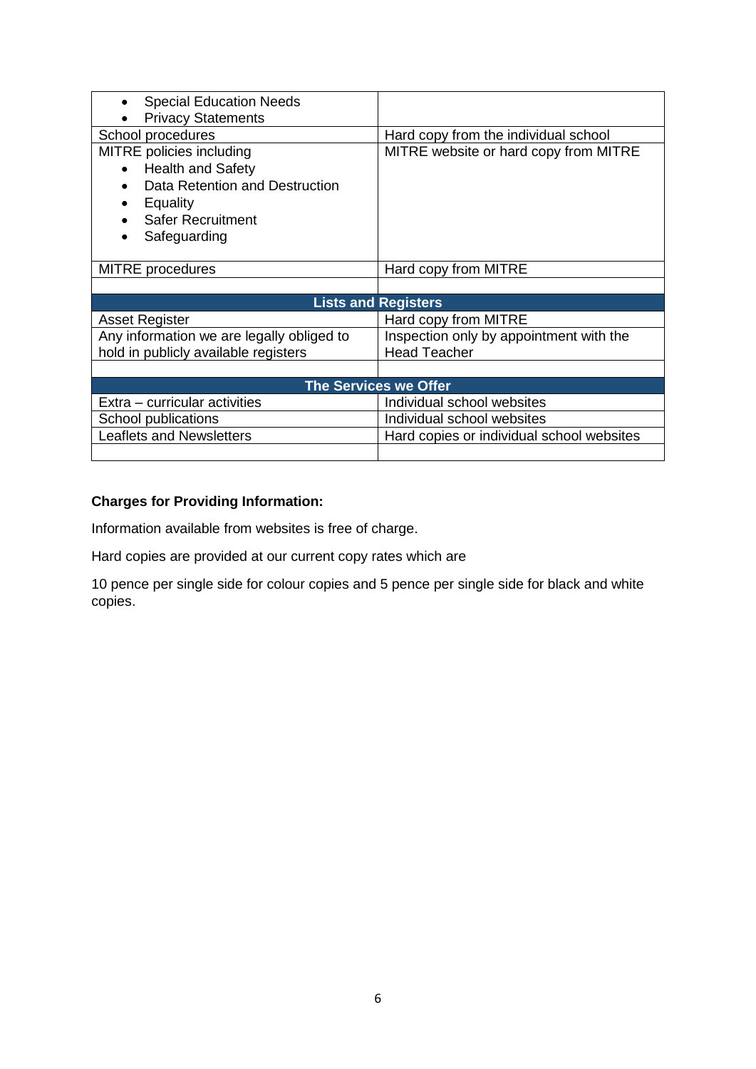| | |
|---|---|
| • Special Education Needs<br>• Privacy Statements | |
| School procedures | Hard copy from the individual school |
| MITRE policies including<br>• Health and Safety<br>• Data Retention and Destruction<br>• Equality<br>• Safer Recruitment<br>• Safeguarding | MITRE website or hard copy from MITRE |
| MITRE procedures | Hard copy from MITRE |
| | |
| **Lists and Registers** | |
| Asset Register | Hard copy from MITRE |
| Any information we are legally obliged to hold in publicly available registers | Inspection only by appointment with the Head Teacher |
| | |
| **The Services we Offer** | |
| Extra – curricular activities | Individual school websites |
| School publications | Individual school websites |
| Leaflets and Newsletters | Hard copies or individual school websites |
| | |

**Charges for Providing Information:**

Information available from websites is free of charge.

Hard copies are provided at our current copy rates which are

10 pence per single side for colour copies and 5 pence per single side for black and white copies.